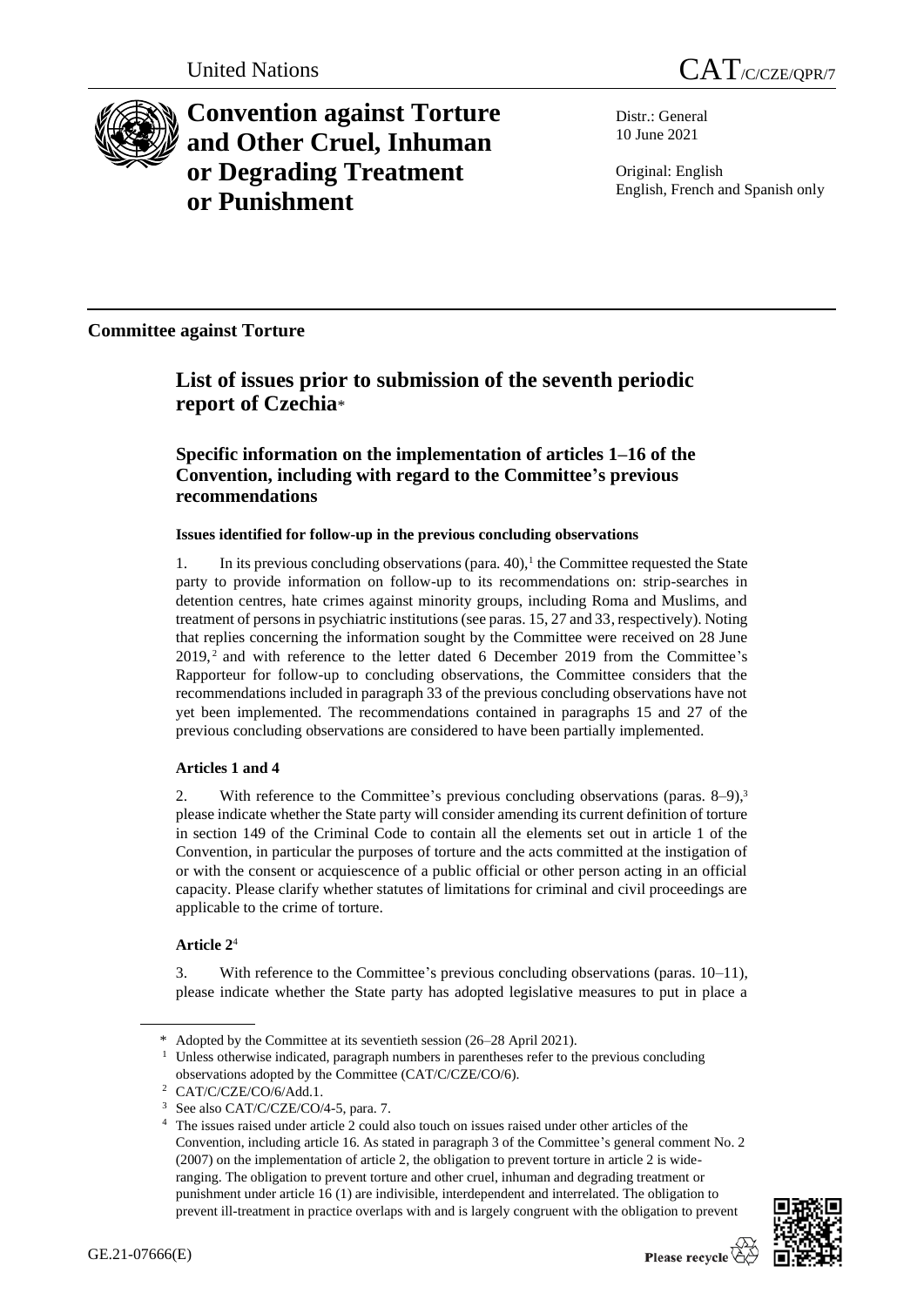United Nations

# CAT/C/CZE/QPR/7

## Convention against Torture and Other Cruel, Inhuman or Degrading Treatment or Punishment

Distr.: General
10 June 2021

Original: English
English, French and Spanish only

**Committee against Torture**

## List of issues prior to submission of the seventh periodic report of Czechia*

### Specific information on the implementation of articles 1–16 of the Convention, including with regard to the Committee's previous recommendations

#### Issues identified for follow-up in the previous concluding observations

1. In its previous concluding observations (para. 40),[1] the Committee requested the State party to provide information on follow-up to its recommendations on: strip-searches in detention centres, hate crimes against minority groups, including Roma and Muslims, and treatment of persons in psychiatric institutions (see paras. 15, 27 and 33, respectively). Noting that replies concerning the information sought by the Committee were received on 28 June 2019,[2] and with reference to the letter dated 6 December 2019 from the Committee's Rapporteur for follow-up to concluding observations, the Committee considers that the recommendations included in paragraph 33 of the previous concluding observations have not yet been implemented. The recommendations contained in paragraphs 15 and 27 of the previous concluding observations are considered to have been partially implemented.

#### Articles 1 and 4

2. With reference to the Committee's previous concluding observations (paras. 8–9),[3] please indicate whether the State party will consider amending its current definition of torture in section 149 of the Criminal Code to contain all the elements set out in article 1 of the Convention, in particular the purposes of torture and the acts committed at the instigation of or with the consent or acquiescence of a public official or other person acting in an official capacity. Please clarify whether statutes of limitations for criminal and civil proceedings are applicable to the crime of torture.

#### Article 2[4]

3. With reference to the Committee's previous concluding observations (paras. 10–11), please indicate whether the State party has adopted legislative measures to put in place a

---

\* Adopted by the Committee at its seventieth session (26–28 April 2021).

[1] Unless otherwise indicated, paragraph numbers in parentheses refer to the previous concluding observations adopted by the Committee (CAT/C/CZE/CO/6).

[2] CAT/C/CZE/CO/6/Add.1.

[3] See also CAT/C/CZE/CO/4-5, para. 7.

[4] The issues raised under article 2 could also touch on issues raised under other articles of the Convention, including article 16. As stated in paragraph 3 of the Committee's general comment No. 2 (2007) on the implementation of article 2, the obligation to prevent torture in article 2 is wide-ranging. The obligation to prevent torture and other cruel, inhuman and degrading treatment or punishment under article 16 (1) are indivisible, interdependent and interrelated. The obligation to prevent ill-treatment in practice overlaps with and is largely congruent with the obligation to prevent

GE.21-07666(E)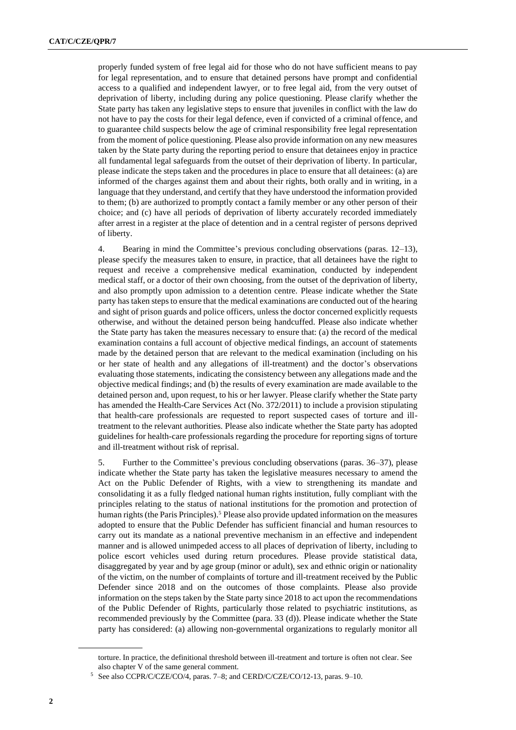properly funded system of free legal aid for those who do not have sufficient means to pay for legal representation, and to ensure that detained persons have prompt and confidential access to a qualified and independent lawyer, or to free legal aid, from the very outset of deprivation of liberty, including during any police questioning. Please clarify whether the State party has taken any legislative steps to ensure that juveniles in conflict with the law do not have to pay the costs for their legal defence, even if convicted of a criminal offence, and to guarantee child suspects below the age of criminal responsibility free legal representation from the moment of police questioning. Please also provide information on any new measures taken by the State party during the reporting period to ensure that detainees enjoy in practice all fundamental legal safeguards from the outset of their deprivation of liberty. In particular, please indicate the steps taken and the procedures in place to ensure that all detainees: (a) are informed of the charges against them and about their rights, both orally and in writing, in a language that they understand, and certify that they have understood the information provided to them; (b) are authorized to promptly contact a family member or any other person of their choice; and (c) have all periods of deprivation of liberty accurately recorded immediately after arrest in a register at the place of detention and in a central register of persons deprived of liberty.

4. Bearing in mind the Committee's previous concluding observations (paras. 12–13), please specify the measures taken to ensure, in practice, that all detainees have the right to request and receive a comprehensive medical examination, conducted by independent medical staff, or a doctor of their own choosing, from the outset of the deprivation of liberty, and also promptly upon admission to a detention centre. Please indicate whether the State party has taken steps to ensure that the medical examinations are conducted out of the hearing and sight of prison guards and police officers, unless the doctor concerned explicitly requests otherwise, and without the detained person being handcuffed. Please also indicate whether the State party has taken the measures necessary to ensure that: (a) the record of the medical examination contains a full account of objective medical findings, an account of statements made by the detained person that are relevant to the medical examination (including on his or her state of health and any allegations of ill-treatment) and the doctor's observations evaluating those statements, indicating the consistency between any allegations made and the objective medical findings; and (b) the results of every examination are made available to the detained person and, upon request, to his or her lawyer. Please clarify whether the State party has amended the Health-Care Services Act (No. 372/2011) to include a provision stipulating that health-care professionals are requested to report suspected cases of torture and ill-treatment to the relevant authorities. Please also indicate whether the State party has adopted guidelines for health-care professionals regarding the procedure for reporting signs of torture and ill-treatment without risk of reprisal.

5. Further to the Committee's previous concluding observations (paras. 36–37), please indicate whether the State party has taken the legislative measures necessary to amend the Act on the Public Defender of Rights, with a view to strengthening its mandate and consolidating it as a fully fledged national human rights institution, fully compliant with the principles relating to the status of national institutions for the promotion and protection of human rights (the Paris Principles).[5] Please also provide updated information on the measures adopted to ensure that the Public Defender has sufficient financial and human resources to carry out its mandate as a national preventive mechanism in an effective and independent manner and is allowed unimpeded access to all places of deprivation of liberty, including to police escort vehicles used during return procedures. Please provide statistical data, disaggregated by year and by age group (minor or adult), sex and ethnic origin or nationality of the victim, on the number of complaints of torture and ill-treatment received by the Public Defender since 2018 and on the outcomes of those complaints. Please also provide information on the steps taken by the State party since 2018 to act upon the recommendations of the Public Defender of Rights, particularly those related to psychiatric institutions, as recommended previously by the Committee (para. 33 (d)). Please indicate whether the State party has considered: (a) allowing non-governmental organizations to regularly monitor all

---

torture. In practice, the definitional threshold between ill-treatment and torture is often not clear. See also chapter V of the same general comment.

[5] See also CCPR/C/CZE/CO/4, paras. 7–8; and CERD/C/CZE/CO/12-13, paras. 9–10.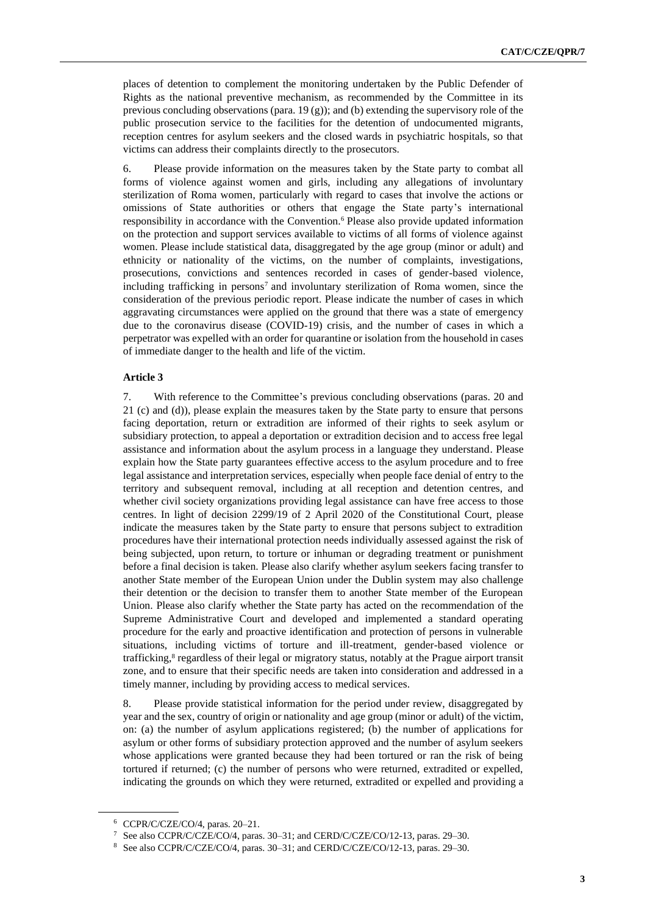places of detention to complement the monitoring undertaken by the Public Defender of Rights as the national preventive mechanism, as recommended by the Committee in its previous concluding observations (para. 19 (g)); and (b) extending the supervisory role of the public prosecution service to the facilities for the detention of undocumented migrants, reception centres for asylum seekers and the closed wards in psychiatric hospitals, so that victims can address their complaints directly to the prosecutors.

6. Please provide information on the measures taken by the State party to combat all forms of violence against women and girls, including any allegations of involuntary sterilization of Roma women, particularly with regard to cases that involve the actions or omissions of State authorities or others that engage the State party's international responsibility in accordance with the Convention.[6] Please also provide updated information on the protection and support services available to victims of all forms of violence against women. Please include statistical data, disaggregated by the age group (minor or adult) and ethnicity or nationality of the victims, on the number of complaints, investigations, prosecutions, convictions and sentences recorded in cases of gender-based violence, including trafficking in persons[7] and involuntary sterilization of Roma women, since the consideration of the previous periodic report. Please indicate the number of cases in which aggravating circumstances were applied on the ground that there was a state of emergency due to the coronavirus disease (COVID-19) crisis, and the number of cases in which a perpetrator was expelled with an order for quarantine or isolation from the household in cases of immediate danger to the health and life of the victim.

**Article 3**

7. With reference to the Committee's previous concluding observations (paras. 20 and 21 (c) and (d)), please explain the measures taken by the State party to ensure that persons facing deportation, return or extradition are informed of their rights to seek asylum or subsidiary protection, to appeal a deportation or extradition decision and to access free legal assistance and information about the asylum process in a language they understand. Please explain how the State party guarantees effective access to the asylum procedure and to free legal assistance and interpretation services, especially when people face denial of entry to the territory and subsequent removal, including at all reception and detention centres, and whether civil society organizations providing legal assistance can have free access to those centres. In light of decision 2299/19 of 2 April 2020 of the Constitutional Court, please indicate the measures taken by the State party to ensure that persons subject to extradition procedures have their international protection needs individually assessed against the risk of being subjected, upon return, to torture or inhuman or degrading treatment or punishment before a final decision is taken. Please also clarify whether asylum seekers facing transfer to another State member of the European Union under the Dublin system may also challenge their detention or the decision to transfer them to another State member of the European Union. Please also clarify whether the State party has acted on the recommendation of the Supreme Administrative Court and developed and implemented a standard operating procedure for the early and proactive identification and protection of persons in vulnerable situations, including victims of torture and ill-treatment, gender-based violence or trafficking,[8] regardless of their legal or migratory status, notably at the Prague airport transit zone, and to ensure that their specific needs are taken into consideration and addressed in a timely manner, including by providing access to medical services.

8. Please provide statistical information for the period under review, disaggregated by year and the sex, country of origin or nationality and age group (minor or adult) of the victim, on: (a) the number of asylum applications registered; (b) the number of applications for asylum or other forms of subsidiary protection approved and the number of asylum seekers whose applications were granted because they had been tortured or ran the risk of being tortured if returned; (c) the number of persons who were returned, extradited or expelled, indicating the grounds on which they were returned, extradited or expelled and providing a

[6] CCPR/C/CZE/CO/4, paras. 20–21.

[7] See also CCPR/C/CZE/CO/4, paras. 30–31; and CERD/C/CZE/CO/12-13, paras. 29–30.

[8] See also CCPR/C/CZE/CO/4, paras. 30–31; and CERD/C/CZE/CO/12-13, paras. 29–30.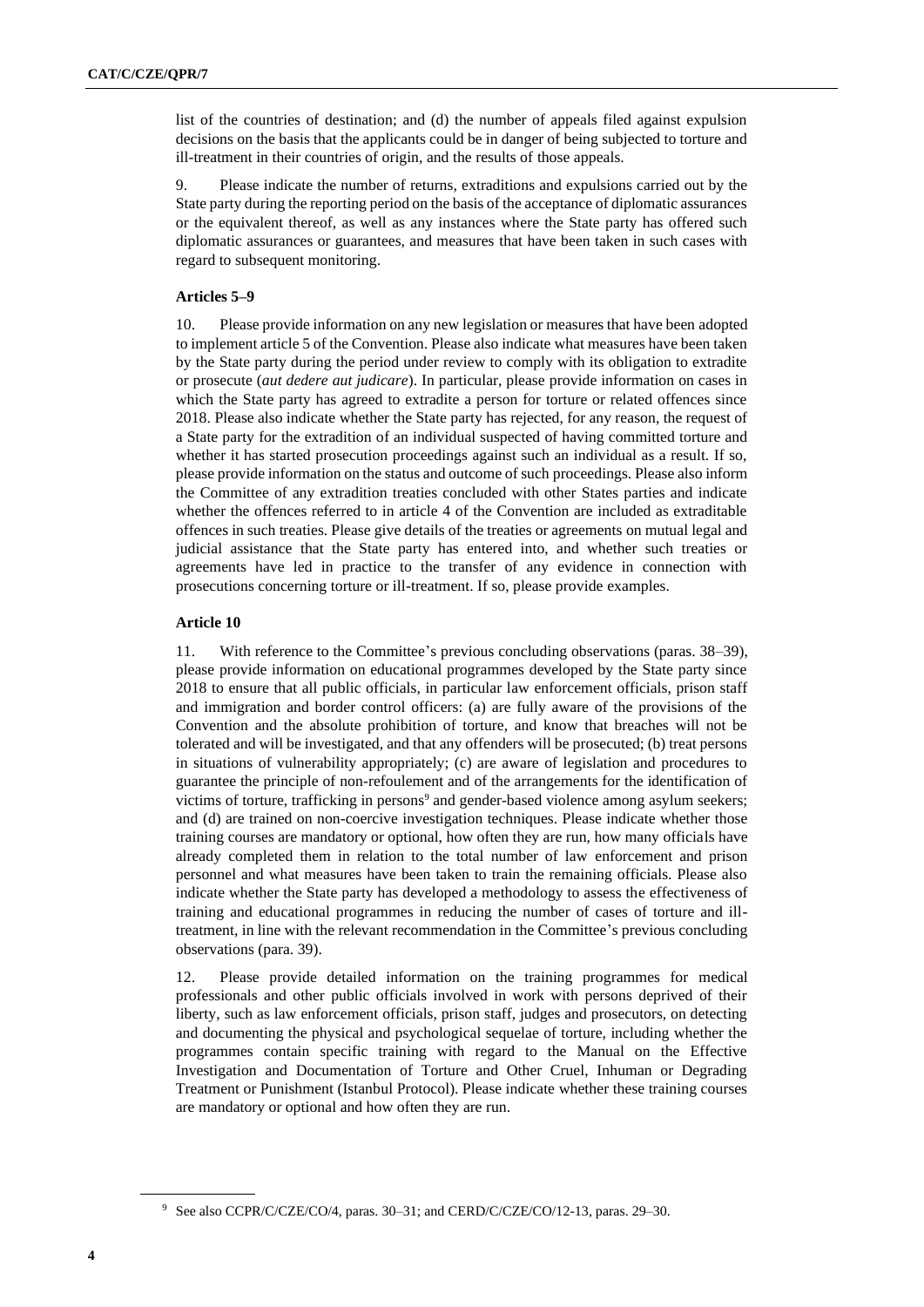list of the countries of destination; and (d) the number of appeals filed against expulsion decisions on the basis that the applicants could be in danger of being subjected to torture and ill-treatment in their countries of origin, and the results of those appeals.

9. Please indicate the number of returns, extraditions and expulsions carried out by the State party during the reporting period on the basis of the acceptance of diplomatic assurances or the equivalent thereof, as well as any instances where the State party has offered such diplomatic assurances or guarantees, and measures that have been taken in such cases with regard to subsequent monitoring.

**Articles 5–9**

10. Please provide information on any new legislation or measures that have been adopted to implement article 5 of the Convention. Please also indicate what measures have been taken by the State party during the period under review to comply with its obligation to extradite or prosecute (*aut dedere aut judicare*). In particular, please provide information on cases in which the State party has agreed to extradite a person for torture or related offences since 2018. Please also indicate whether the State party has rejected, for any reason, the request of a State party for the extradition of an individual suspected of having committed torture and whether it has started prosecution proceedings against such an individual as a result. If so, please provide information on the status and outcome of such proceedings. Please also inform the Committee of any extradition treaties concluded with other States parties and indicate whether the offences referred to in article 4 of the Convention are included as extraditable offences in such treaties. Please give details of the treaties or agreements on mutual legal and judicial assistance that the State party has entered into, and whether such treaties or agreements have led in practice to the transfer of any evidence in connection with prosecutions concerning torture or ill-treatment. If so, please provide examples.

**Article 10**

11. With reference to the Committee's previous concluding observations (paras. 38–39), please provide information on educational programmes developed by the State party since 2018 to ensure that all public officials, in particular law enforcement officials, prison staff and immigration and border control officers: (a) are fully aware of the provisions of the Convention and the absolute prohibition of torture, and know that breaches will not be tolerated and will be investigated, and that any offenders will be prosecuted; (b) treat persons in situations of vulnerability appropriately; (c) are aware of legislation and procedures to guarantee the principle of non-refoulement and of the arrangements for the identification of victims of torture, trafficking in persons[9] and gender-based violence among asylum seekers; and (d) are trained on non-coercive investigation techniques. Please indicate whether those training courses are mandatory or optional, how often they are run, how many officials have already completed them in relation to the total number of law enforcement and prison personnel and what measures have been taken to train the remaining officials. Please also indicate whether the State party has developed a methodology to assess the effectiveness of training and educational programmes in reducing the number of cases of torture and ill-treatment, in line with the relevant recommendation in the Committee's previous concluding observations (para. 39).

12. Please provide detailed information on the training programmes for medical professionals and other public officials involved in work with persons deprived of their liberty, such as law enforcement officials, prison staff, judges and prosecutors, on detecting and documenting the physical and psychological sequelae of torture, including whether the programmes contain specific training with regard to the Manual on the Effective Investigation and Documentation of Torture and Other Cruel, Inhuman or Degrading Treatment or Punishment (Istanbul Protocol). Please indicate whether these training courses are mandatory or optional and how often they are run.

[9] See also CCPR/C/CZE/CO/4, paras. 30–31; and CERD/C/CZE/CO/12-13, paras. 29–30.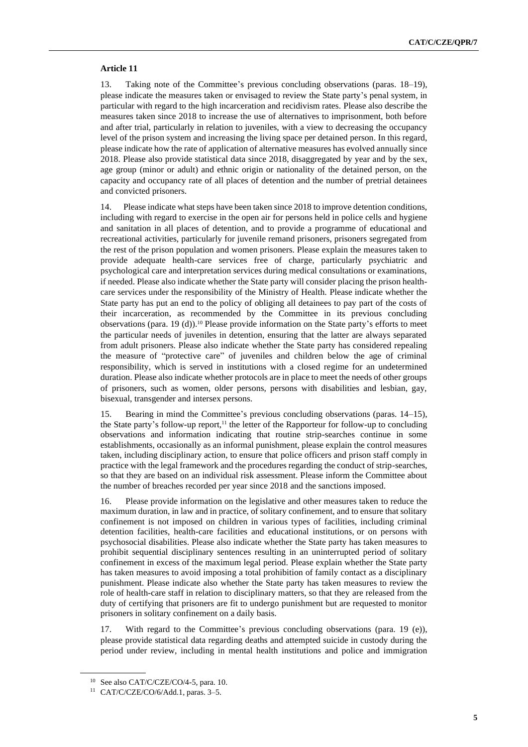### Article 11

13. Taking note of the Committee's previous concluding observations (paras. 18–19), please indicate the measures taken or envisaged to review the State party's penal system, in particular with regard to the high incarceration and recidivism rates. Please also describe the measures taken since 2018 to increase the use of alternatives to imprisonment, both before and after trial, particularly in relation to juveniles, with a view to decreasing the occupancy level of the prison system and increasing the living space per detained person. In this regard, please indicate how the rate of application of alternative measures has evolved annually since 2018. Please also provide statistical data since 2018, disaggregated by year and by the sex, age group (minor or adult) and ethnic origin or nationality of the detained person, on the capacity and occupancy rate of all places of detention and the number of pretrial detainees and convicted prisoners.

14. Please indicate what steps have been taken since 2018 to improve detention conditions, including with regard to exercise in the open air for persons held in police cells and hygiene and sanitation in all places of detention, and to provide a programme of educational and recreational activities, particularly for juvenile remand prisoners, prisoners segregated from the rest of the prison population and women prisoners. Please explain the measures taken to provide adequate health-care services free of charge, particularly psychiatric and psychological care and interpretation services during medical consultations or examinations, if needed. Please also indicate whether the State party will consider placing the prison health-care services under the responsibility of the Ministry of Health. Please indicate whether the State party has put an end to the policy of obliging all detainees to pay part of the costs of their incarceration, as recommended by the Committee in its previous concluding observations (para. 19 (d)).[10] Please provide information on the State party's efforts to meet the particular needs of juveniles in detention, ensuring that the latter are always separated from adult prisoners. Please also indicate whether the State party has considered repealing the measure of "protective care" of juveniles and children below the age of criminal responsibility, which is served in institutions with a closed regime for an undetermined duration. Please also indicate whether protocols are in place to meet the needs of other groups of prisoners, such as women, older persons, persons with disabilities and lesbian, gay, bisexual, transgender and intersex persons.

15. Bearing in mind the Committee's previous concluding observations (paras. 14–15), the State party's follow-up report,[11] the letter of the Rapporteur for follow-up to concluding observations and information indicating that routine strip-searches continue in some establishments, occasionally as an informal punishment, please explain the control measures taken, including disciplinary action, to ensure that police officers and prison staff comply in practice with the legal framework and the procedures regarding the conduct of strip-searches, so that they are based on an individual risk assessment. Please inform the Committee about the number of breaches recorded per year since 2018 and the sanctions imposed.

16. Please provide information on the legislative and other measures taken to reduce the maximum duration, in law and in practice, of solitary confinement, and to ensure that solitary confinement is not imposed on children in various types of facilities, including criminal detention facilities, health-care facilities and educational institutions, or on persons with psychosocial disabilities. Please also indicate whether the State party has taken measures to prohibit sequential disciplinary sentences resulting in an uninterrupted period of solitary confinement in excess of the maximum legal period. Please explain whether the State party has taken measures to avoid imposing a total prohibition of family contact as a disciplinary punishment. Please indicate also whether the State party has taken measures to review the role of health-care staff in relation to disciplinary matters, so that they are released from the duty of certifying that prisoners are fit to undergo punishment but are requested to monitor prisoners in solitary confinement on a daily basis.

17. With regard to the Committee's previous concluding observations (para. 19 (e)), please provide statistical data regarding deaths and attempted suicide in custody during the period under review, including in mental health institutions and police and immigration

---

[10] See also CAT/C/CZE/CO/4-5, para. 10.

[11] CAT/C/CZE/CO/6/Add.1, paras. 3–5.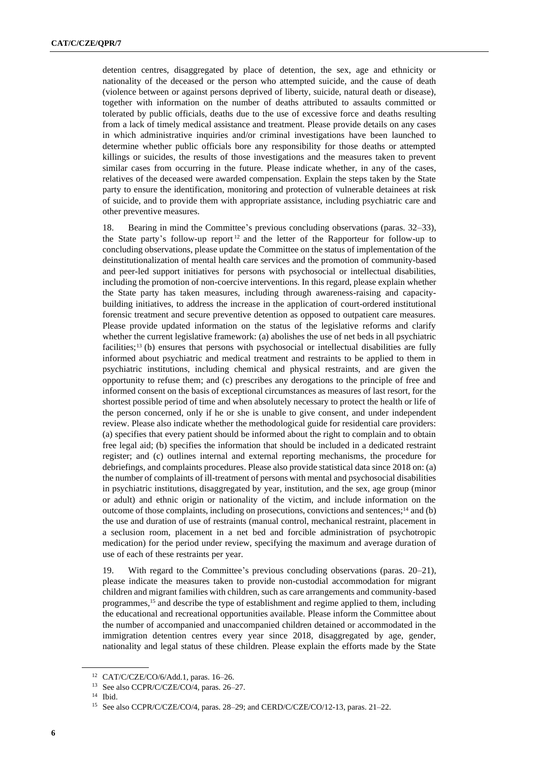detention centres, disaggregated by place of detention, the sex, age and ethnicity or nationality of the deceased or the person who attempted suicide, and the cause of death (violence between or against persons deprived of liberty, suicide, natural death or disease), together with information on the number of deaths attributed to assaults committed or tolerated by public officials, deaths due to the use of excessive force and deaths resulting from a lack of timely medical assistance and treatment. Please provide details on any cases in which administrative inquiries and/or criminal investigations have been launched to determine whether public officials bore any responsibility for those deaths or attempted killings or suicides, the results of those investigations and the measures taken to prevent similar cases from occurring in the future. Please indicate whether, in any of the cases, relatives of the deceased were awarded compensation. Explain the steps taken by the State party to ensure the identification, monitoring and protection of vulnerable detainees at risk of suicide, and to provide them with appropriate assistance, including psychiatric care and other preventive measures.

18. Bearing in mind the Committee's previous concluding observations (paras. 32–33), the State party's follow-up report[12] and the letter of the Rapporteur for follow-up to concluding observations, please update the Committee on the status of implementation of the deinstitutionalization of mental health care services and the promotion of community-based and peer-led support initiatives for persons with psychosocial or intellectual disabilities, including the promotion of non-coercive interventions. In this regard, please explain whether the State party has taken measures, including through awareness-raising and capacity-building initiatives, to address the increase in the application of court-ordered institutional forensic treatment and secure preventive detention as opposed to outpatient care measures. Please provide updated information on the status of the legislative reforms and clarify whether the current legislative framework: (a) abolishes the use of net beds in all psychiatric facilities;[13] (b) ensures that persons with psychosocial or intellectual disabilities are fully informed about psychiatric and medical treatment and restraints to be applied to them in psychiatric institutions, including chemical and physical restraints, and are given the opportunity to refuse them; and (c) prescribes any derogations to the principle of free and informed consent on the basis of exceptional circumstances as measures of last resort, for the shortest possible period of time and when absolutely necessary to protect the health or life of the person concerned, only if he or she is unable to give consent, and under independent review. Please also indicate whether the methodological guide for residential care providers: (a) specifies that every patient should be informed about the right to complain and to obtain free legal aid; (b) specifies the information that should be included in a dedicated restraint register; and (c) outlines internal and external reporting mechanisms, the procedure for debriefings, and complaints procedures. Please also provide statistical data since 2018 on: (a) the number of complaints of ill-treatment of persons with mental and psychosocial disabilities in psychiatric institutions, disaggregated by year, institution, and the sex, age group (minor or adult) and ethnic origin or nationality of the victim, and include information on the outcome of those complaints, including on prosecutions, convictions and sentences;[14] and (b) the use and duration of use of restraints (manual control, mechanical restraint, placement in a seclusion room, placement in a net bed and forcible administration of psychotropic medication) for the period under review, specifying the maximum and average duration of use of each of these restraints per year.

19. With regard to the Committee's previous concluding observations (paras. 20–21), please indicate the measures taken to provide non-custodial accommodation for migrant children and migrant families with children, such as care arrangements and community-based programmes,[15] and describe the type of establishment and regime applied to them, including the educational and recreational opportunities available. Please inform the Committee about the number of accompanied and unaccompanied children detained or accommodated in the immigration detention centres every year since 2018, disaggregated by age, gender, nationality and legal status of these children. Please explain the efforts made by the State

---

[12] CAT/C/CZE/CO/6/Add.1, paras. 16–26.

[13] See also CCPR/C/CZE/CO/4, paras. 26–27.

[14] Ibid.

[15] See also CCPR/C/CZE/CO/4, paras. 28–29; and CERD/C/CZE/CO/12-13, paras. 21–22.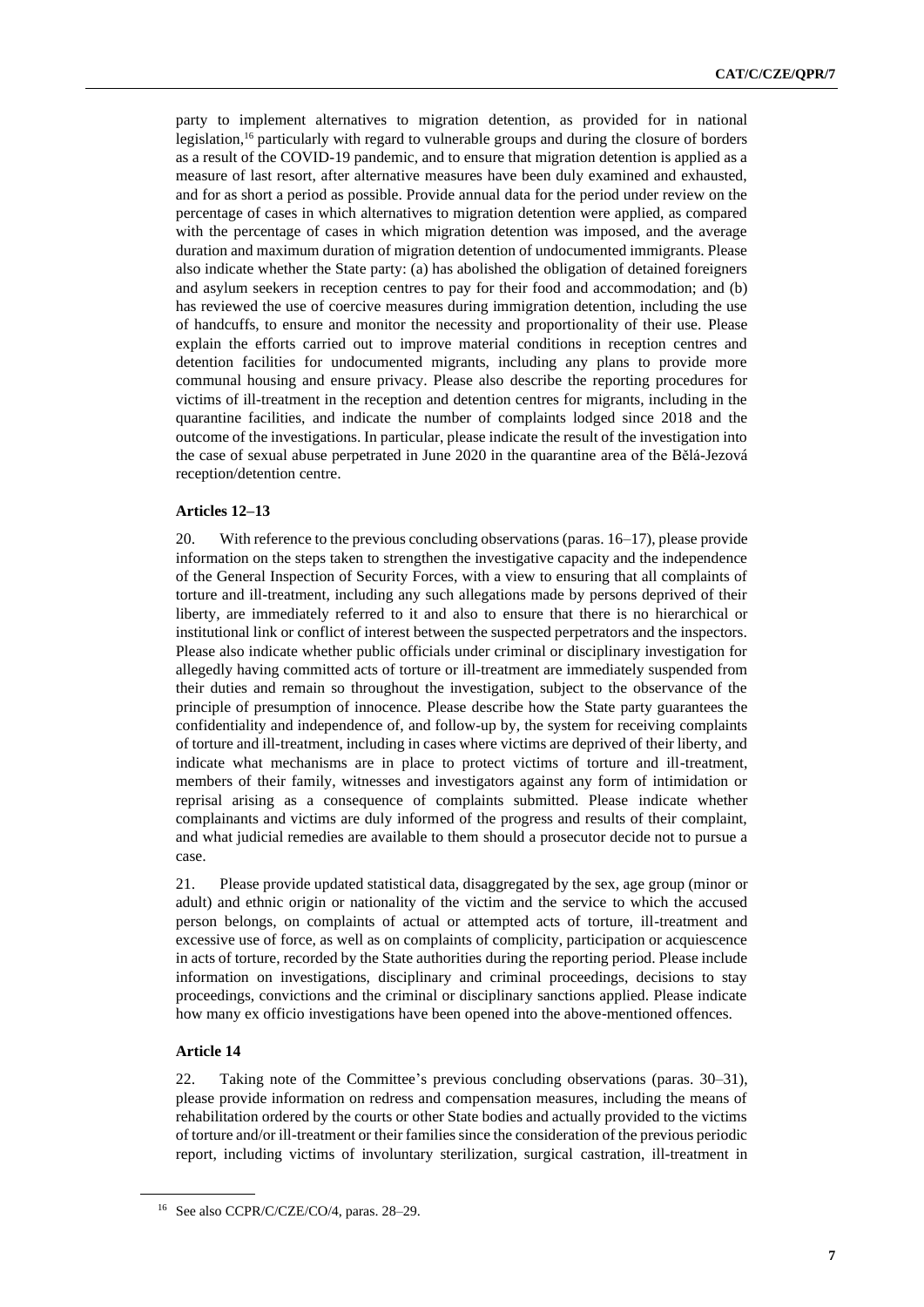party to implement alternatives to migration detention, as provided for in national legislation,[16] particularly with regard to vulnerable groups and during the closure of borders as a result of the COVID-19 pandemic, and to ensure that migration detention is applied as a measure of last resort, after alternative measures have been duly examined and exhausted, and for as short a period as possible. Provide annual data for the period under review on the percentage of cases in which alternatives to migration detention were applied, as compared with the percentage of cases in which migration detention was imposed, and the average duration and maximum duration of migration detention of undocumented immigrants. Please also indicate whether the State party: (a) has abolished the obligation of detained foreigners and asylum seekers in reception centres to pay for their food and accommodation; and (b) has reviewed the use of coercive measures during immigration detention, including the use of handcuffs, to ensure and monitor the necessity and proportionality of their use. Please explain the efforts carried out to improve material conditions in reception centres and detention facilities for undocumented migrants, including any plans to provide more communal housing and ensure privacy. Please also describe the reporting procedures for victims of ill-treatment in the reception and detention centres for migrants, including in the quarantine facilities, and indicate the number of complaints lodged since 2018 and the outcome of the investigations. In particular, please indicate the result of the investigation into the case of sexual abuse perpetrated in June 2020 in the quarantine area of the Bělá-Jezová reception/detention centre.

### Articles 12–13

20. With reference to the previous concluding observations (paras. 16–17), please provide information on the steps taken to strengthen the investigative capacity and the independence of the General Inspection of Security Forces, with a view to ensuring that all complaints of torture and ill-treatment, including any such allegations made by persons deprived of their liberty, are immediately referred to it and also to ensure that there is no hierarchical or institutional link or conflict of interest between the suspected perpetrators and the inspectors. Please also indicate whether public officials under criminal or disciplinary investigation for allegedly having committed acts of torture or ill-treatment are immediately suspended from their duties and remain so throughout the investigation, subject to the observance of the principle of presumption of innocence. Please describe how the State party guarantees the confidentiality and independence of, and follow-up by, the system for receiving complaints of torture and ill-treatment, including in cases where victims are deprived of their liberty, and indicate what mechanisms are in place to protect victims of torture and ill-treatment, members of their family, witnesses and investigators against any form of intimidation or reprisal arising as a consequence of complaints submitted. Please indicate whether complainants and victims are duly informed of the progress and results of their complaint, and what judicial remedies are available to them should a prosecutor decide not to pursue a case.

21. Please provide updated statistical data, disaggregated by the sex, age group (minor or adult) and ethnic origin or nationality of the victim and the service to which the accused person belongs, on complaints of actual or attempted acts of torture, ill-treatment and excessive use of force, as well as on complaints of complicity, participation or acquiescence in acts of torture, recorded by the State authorities during the reporting period. Please include information on investigations, disciplinary and criminal proceedings, decisions to stay proceedings, convictions and the criminal or disciplinary sanctions applied. Please indicate how many ex officio investigations have been opened into the above-mentioned offences.

### Article 14

22. Taking note of the Committee's previous concluding observations (paras. 30–31), please provide information on redress and compensation measures, including the means of rehabilitation ordered by the courts or other State bodies and actually provided to the victims of torture and/or ill-treatment or their families since the consideration of the previous periodic report, including victims of involuntary sterilization, surgical castration, ill-treatment in

[16] See also CCPR/C/CZE/CO/4, paras. 28–29.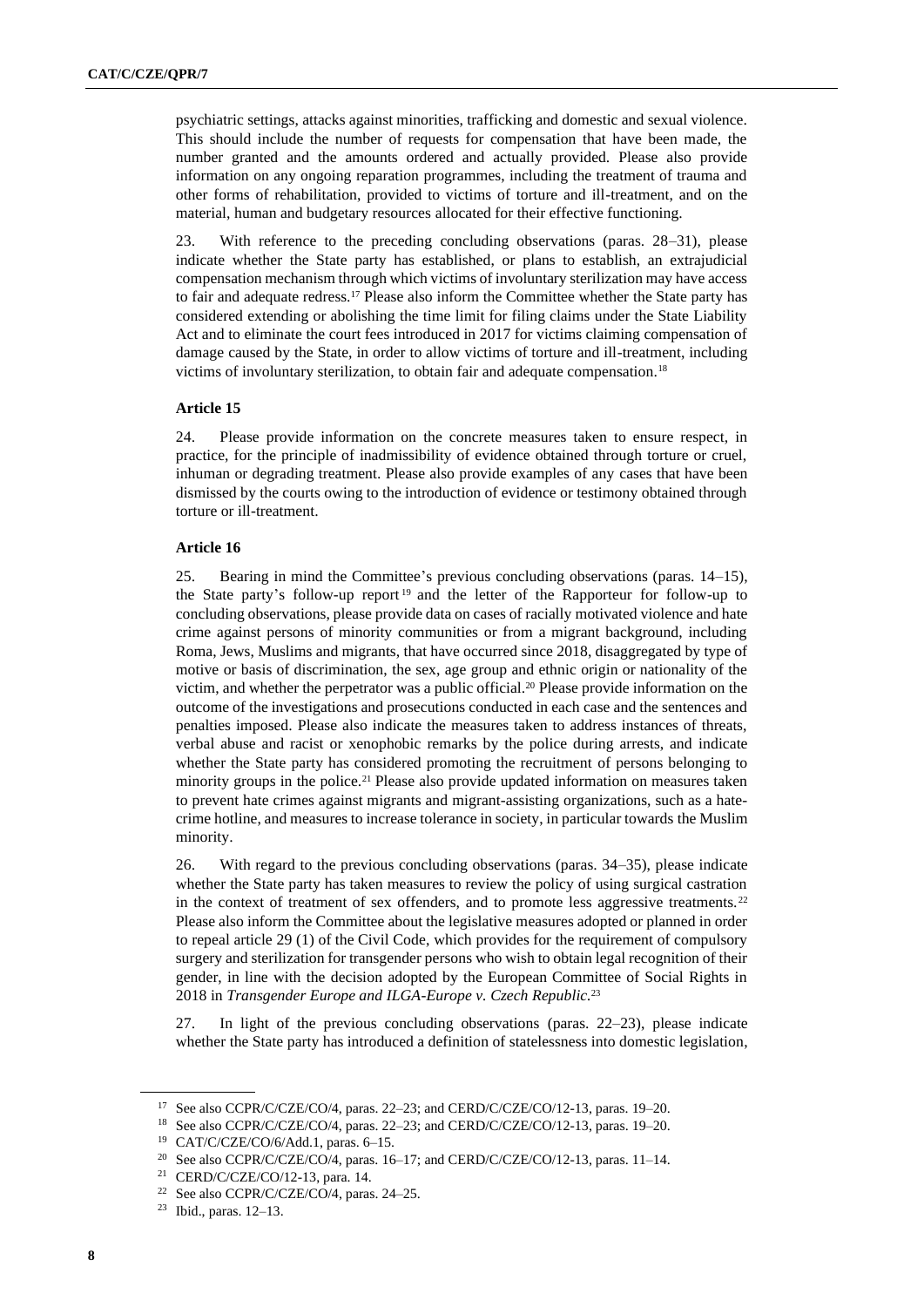psychiatric settings, attacks against minorities, trafficking and domestic and sexual violence. This should include the number of requests for compensation that have been made, the number granted and the amounts ordered and actually provided. Please also provide information on any ongoing reparation programmes, including the treatment of trauma and other forms of rehabilitation, provided to victims of torture and ill-treatment, and on the material, human and budgetary resources allocated for their effective functioning.

23. With reference to the preceding concluding observations (paras. 28–31), please indicate whether the State party has established, or plans to establish, an extrajudicial compensation mechanism through which victims of involuntary sterilization may have access to fair and adequate redress.[17] Please also inform the Committee whether the State party has considered extending or abolishing the time limit for filing claims under the State Liability Act and to eliminate the court fees introduced in 2017 for victims claiming compensation of damage caused by the State, in order to allow victims of torture and ill-treatment, including victims of involuntary sterilization, to obtain fair and adequate compensation.[18]

### Article 15

24. Please provide information on the concrete measures taken to ensure respect, in practice, for the principle of inadmissibility of evidence obtained through torture or cruel, inhuman or degrading treatment. Please also provide examples of any cases that have been dismissed by the courts owing to the introduction of evidence or testimony obtained through torture or ill-treatment.

### Article 16

25. Bearing in mind the Committee's previous concluding observations (paras. 14–15), the State party's follow-up report[19] and the letter of the Rapporteur for follow-up to concluding observations, please provide data on cases of racially motivated violence and hate crime against persons of minority communities or from a migrant background, including Roma, Jews, Muslims and migrants, that have occurred since 2018, disaggregated by type of motive or basis of discrimination, the sex, age group and ethnic origin or nationality of the victim, and whether the perpetrator was a public official.[20] Please provide information on the outcome of the investigations and prosecutions conducted in each case and the sentences and penalties imposed. Please also indicate the measures taken to address instances of threats, verbal abuse and racist or xenophobic remarks by the police during arrests, and indicate whether the State party has considered promoting the recruitment of persons belonging to minority groups in the police.[21] Please also provide updated information on measures taken to prevent hate crimes against migrants and migrant-assisting organizations, such as a hate-crime hotline, and measures to increase tolerance in society, in particular towards the Muslim minority.

26. With regard to the previous concluding observations (paras. 34–35), please indicate whether the State party has taken measures to review the policy of using surgical castration in the context of treatment of sex offenders, and to promote less aggressive treatments.[22] Please also inform the Committee about the legislative measures adopted or planned in order to repeal article 29 (1) of the Civil Code, which provides for the requirement of compulsory surgery and sterilization for transgender persons who wish to obtain legal recognition of their gender, in line with the decision adopted by the European Committee of Social Rights in 2018 in *Transgender Europe and ILGA-Europe v. Czech Republic*.[23]

27. In light of the previous concluding observations (paras. 22–23), please indicate whether the State party has introduced a definition of statelessness into domestic legislation,

---

[17] See also CCPR/C/CZE/CO/4, paras. 22–23; and CERD/C/CZE/CO/12-13, paras. 19–20.

[18] See also CCPR/C/CZE/CO/4, paras. 22–23; and CERD/C/CZE/CO/12-13, paras. 19–20.

[19] CAT/C/CZE/CO/6/Add.1, paras. 6–15.

[20] See also CCPR/C/CZE/CO/4, paras. 16–17; and CERD/C/CZE/CO/12-13, paras. 11–14.

[21] CERD/C/CZE/CO/12-13, para. 14.

[22] See also CCPR/C/CZE/CO/4, paras. 24–25.

[23] Ibid., paras. 12–13.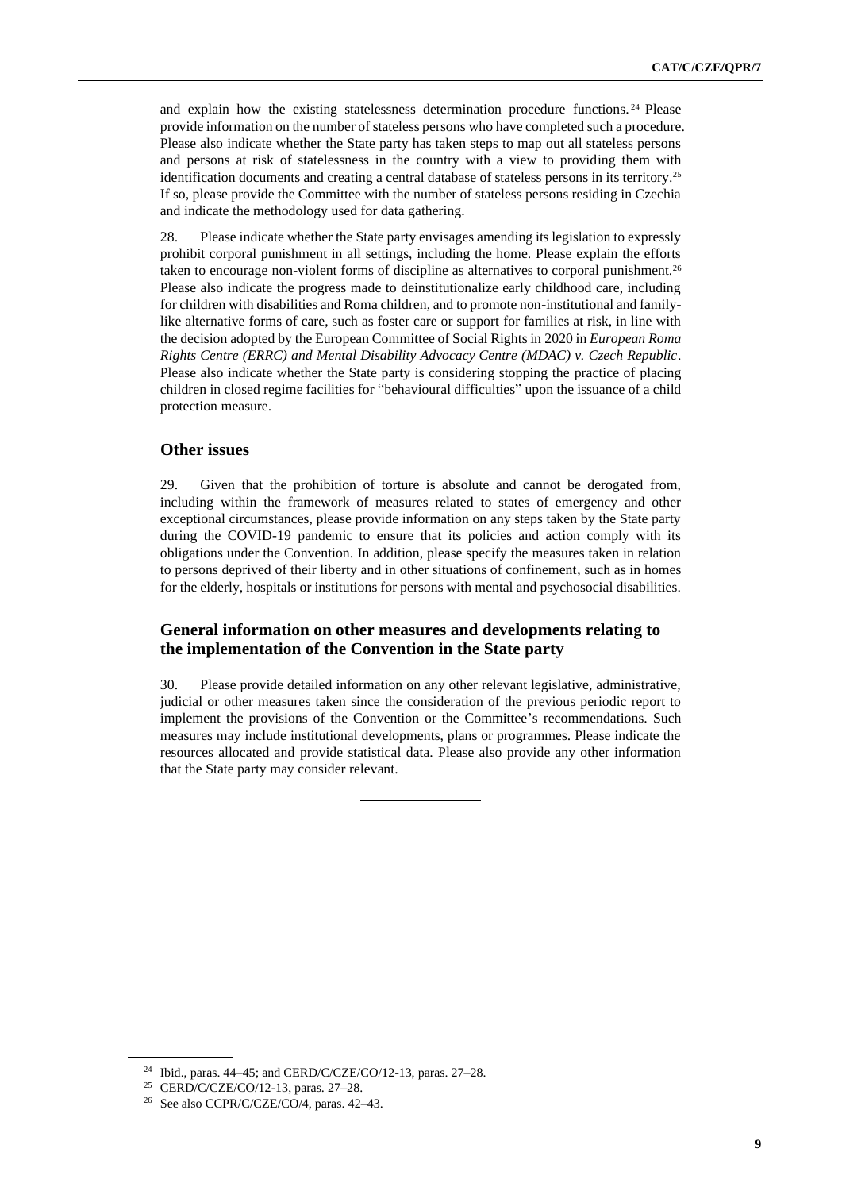and explain how the existing statelessness determination procedure functions.[24] Please provide information on the number of stateless persons who have completed such a procedure. Please also indicate whether the State party has taken steps to map out all stateless persons and persons at risk of statelessness in the country with a view to providing them with identification documents and creating a central database of stateless persons in its territory.[25] If so, please provide the Committee with the number of stateless persons residing in Czechia and indicate the methodology used for data gathering.

28. Please indicate whether the State party envisages amending its legislation to expressly prohibit corporal punishment in all settings, including the home. Please explain the efforts taken to encourage non-violent forms of discipline as alternatives to corporal punishment.[26] Please also indicate the progress made to deinstitutionalize early childhood care, including for children with disabilities and Roma children, and to promote non-institutional and family-like alternative forms of care, such as foster care or support for families at risk, in line with the decision adopted by the European Committee of Social Rights in 2020 in *European Roma Rights Centre (ERRC) and Mental Disability Advocacy Centre (MDAC) v. Czech Republic*. Please also indicate whether the State party is considering stopping the practice of placing children in closed regime facilities for "behavioural difficulties" upon the issuance of a child protection measure.

## Other issues

29. Given that the prohibition of torture is absolute and cannot be derogated from, including within the framework of measures related to states of emergency and other exceptional circumstances, please provide information on any steps taken by the State party during the COVID-19 pandemic to ensure that its policies and action comply with its obligations under the Convention. In addition, please specify the measures taken in relation to persons deprived of their liberty and in other situations of confinement, such as in homes for the elderly, hospitals or institutions for persons with mental and psychosocial disabilities.

## General information on other measures and developments relating to the implementation of the Convention in the State party

30. Please provide detailed information on any other relevant legislative, administrative, judicial or other measures taken since the consideration of the previous periodic report to implement the provisions of the Convention or the Committee's recommendations. Such measures may include institutional developments, plans or programmes. Please indicate the resources allocated and provide statistical data. Please also provide any other information that the State party may consider relevant.

---

[24] Ibid., paras. 44–45; and CERD/C/CZE/CO/12-13, paras. 27–28.

[25] CERD/C/CZE/CO/12-13, paras. 27–28.

[26] See also CCPR/C/CZE/CO/4, paras. 42–43.